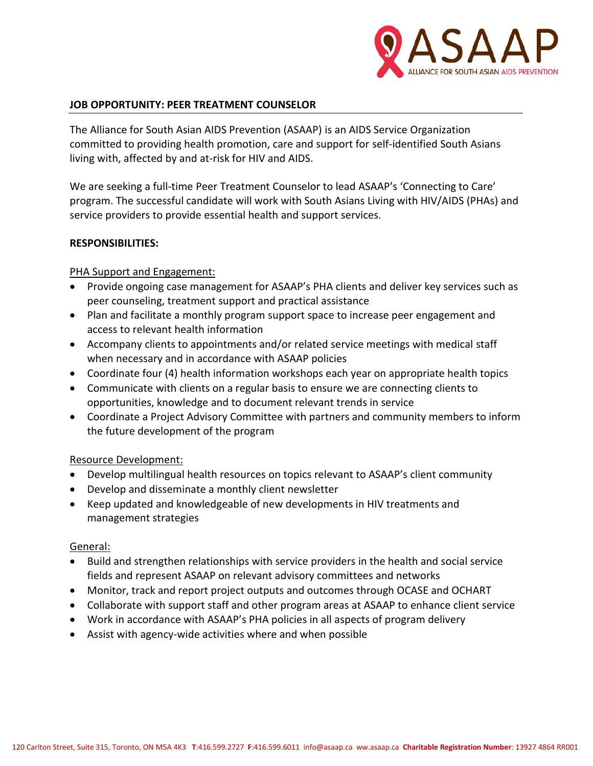ASAAP

ALLIANCE FOR SOUTH ASIAN AIDS PREVENTION

## JOB OPPORTUNITY: PEER TREATMENT COUNSELOR

The Alliance for South Asian AIDS Prevention (ASAAP) is an AIDS Service Organization committed to providing health promotion, care and support for self-identified South Asians living with, affected by and at-risk for HIV and AIDS.

We are seeking a full-time Peer Treatment Counselor to lead ASAAP's 'Connecting to Care' program. The successful candidate will work with South Asians Living with HIV/AIDS (PHAs) and service providers to provide essential health and support services.

### RESPONSIBILITIES:

<u>PHA Support and Engagement:</u>

- Provide ongoing case management for ASAAP's PHA clients and deliver key services such as peer counseling, treatment support and practical assistance
- Plan and facilitate a monthly program support space to increase peer engagement and access to relevant health information
- Accompany clients to appointments and/or related service meetings with medical staff when necessary and in accordance with ASAAP policies
- Coordinate four (4) health information workshops each year on appropriate health topics
- Communicate with clients on a regular basis to ensure we are connecting clients to opportunities, knowledge and to document relevant trends in service
- Coordinate a Project Advisory Committee with partners and community members to inform the future development of the program

<u>Resource Development:</u>

- Develop multilingual health resources on topics relevant to ASAAP's client community
- Develop and disseminate a monthly client newsletter
- Keep updated and knowledgeable of new developments in HIV treatments and management strategies

<u>General:</u>

- Build and strengthen relationships with service providers in the health and social service fields and represent ASAAP on relevant advisory committees and networks
- Monitor, track and report project outputs and outcomes through OCASE and OCHART
- Collaborate with support staff and other program areas at ASAAP to enhance client service
- Work in accordance with ASAAP's PHA policies in all aspects of program delivery
- Assist with agency-wide activities where and when possible

120 Carlton Street, Suite 315, Toronto, ON M5A 4K3 **T**:416.599.2727 **F**:416.599.6011 info@asaap.ca ww.asaap.ca **Charitable Registration Number**: 13927 4864 RR001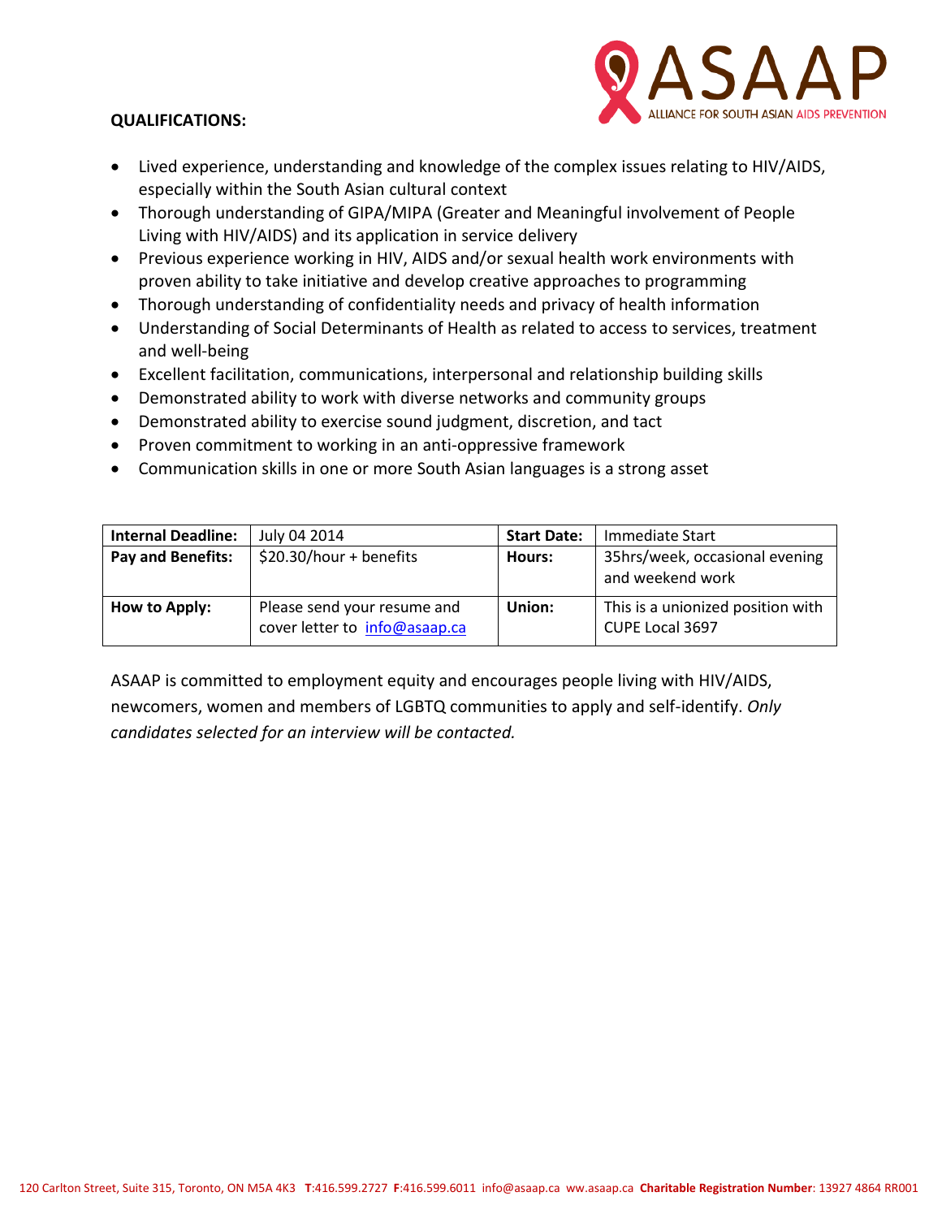**QUALIFICATIONS:**

- Lived experience, understanding and knowledge of the complex issues relating to HIV/AIDS, especially within the South Asian cultural context
- Thorough understanding of GIPA/MIPA (Greater and Meaningful involvement of People Living with HIV/AIDS) and its application in service delivery
- Previous experience working in HIV, AIDS and/or sexual health work environments with proven ability to take initiative and develop creative approaches to programming
- Thorough understanding of confidentiality needs and privacy of health information
- Understanding of Social Determinants of Health as related to access to services, treatment and well-being
- Excellent facilitation, communications, interpersonal and relationship building skills
- Demonstrated ability to work with diverse networks and community groups
- Demonstrated ability to exercise sound judgment, discretion, and tact
- Proven commitment to working in an anti-oppressive framework
- Communication skills in one or more South Asian languages is a strong asset

| | | | |
|---|---|---|---|
| **Internal Deadline:** | July 04 2014 | **Start Date:** | Immediate Start |
| **Pay and Benefits:** | $20.30/hour + benefits | **Hours:** | 35hrs/week, occasional evening and weekend work |
| **How to Apply:** | Please send your resume and cover letter to info@asaap.ca | **Union:** | This is a unionized position with CUPE Local 3697 |

ASAAP is committed to employment equity and encourages people living with HIV/AIDS, newcomers, women and members of LGBTQ communities to apply and self-identify. *Only candidates selected for an interview will be contacted.*